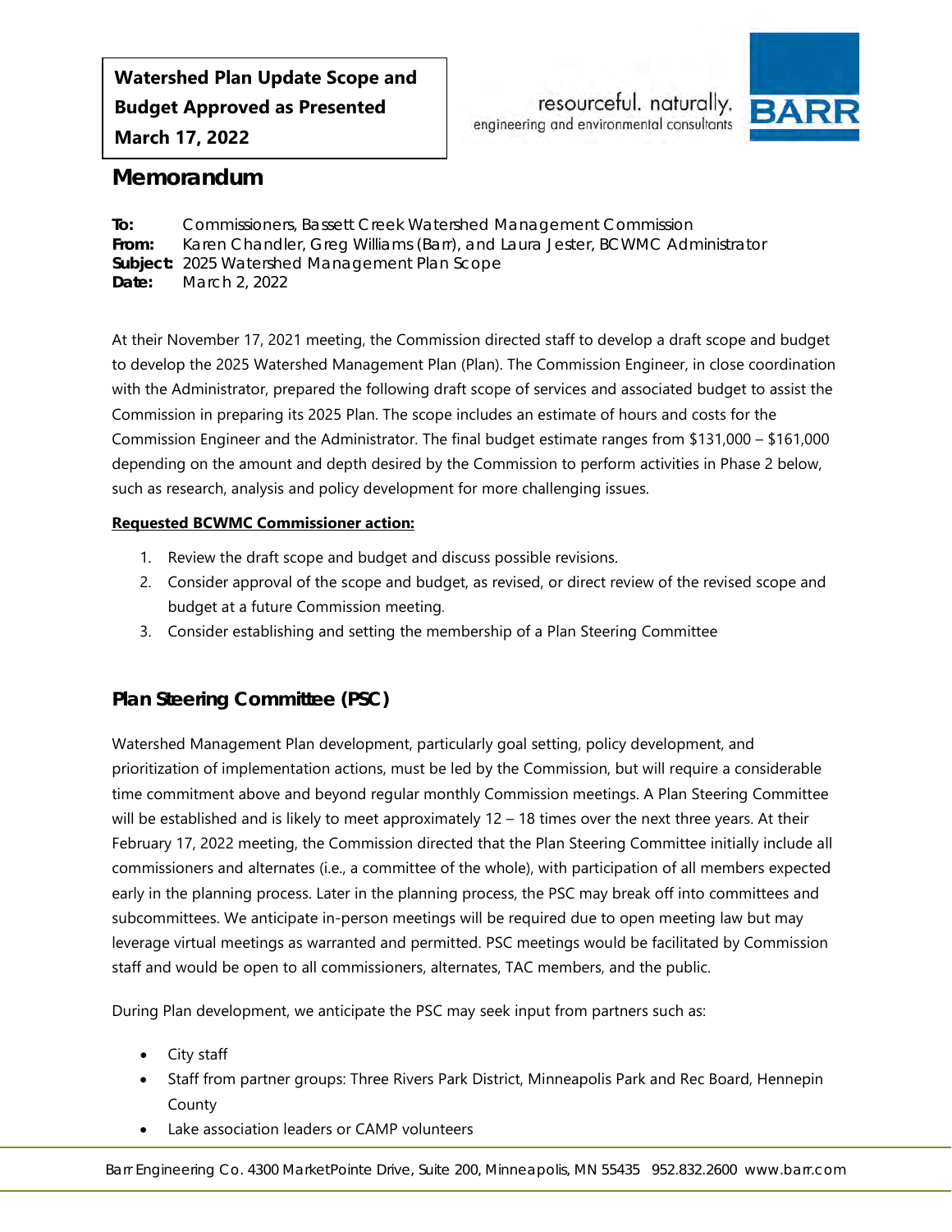**Watershed Plan Update Scope and Budget Approved as Presented March 17, 2022**

resourceful. naturally.
engineering and environmental consultants

BARR

# Memorandum

**To:** Commissioners, Bassett Creek Watershed Management Commission
**From:** Karen Chandler, Greg Williams (Barr), and Laura Jester, BCWMC Administrator
**Subject:** 2025 Watershed Management Plan Scope
**Date:** March 2, 2022

At their November 17, 2021 meeting, the Commission directed staff to develop a draft scope and budget to develop the 2025 Watershed Management Plan (Plan). The Commission Engineer, in close coordination with the Administrator, prepared the following draft scope of services and associated budget to assist the Commission in preparing its 2025 Plan. The scope includes an estimate of hours and costs for the Commission Engineer and the Administrator. The final budget estimate ranges from $131,000 – $161,000 depending on the amount and depth desired by the Commission to perform activities in Phase 2 below, such as research, analysis and policy development for more challenging issues.

**Requested BCWMC Commissioner action:**

1. Review the draft scope and budget and discuss possible revisions.
2. Consider approval of the scope and budget, as revised, or direct review of the revised scope and budget at a future Commission meeting.
3. Consider establishing and setting the membership of a Plan Steering Committee

## Plan Steering Committee (PSC)

Watershed Management Plan development, particularly goal setting, policy development, and prioritization of implementation actions, must be led by the Commission, but will require a considerable time commitment above and beyond regular monthly Commission meetings. A Plan Steering Committee will be established and is likely to meet approximately 12 – 18 times over the next three years. At their February 17, 2022 meeting, the Commission directed that the Plan Steering Committee initially include all commissioners and alternates (i.e., a committee of the whole), with participation of all members expected early in the planning process. Later in the planning process, the PSC may break off into committees and subcommittees. We anticipate in-person meetings will be required due to open meeting law but may leverage virtual meetings as warranted and permitted. PSC meetings would be facilitated by Commission staff and would be open to all commissioners, alternates, TAC members, and the public.

During Plan development, we anticipate the PSC may seek input from partners such as:

- City staff
- Staff from partner groups: Three Rivers Park District, Minneapolis Park and Rec Board, Hennepin County
- Lake association leaders or CAMP volunteers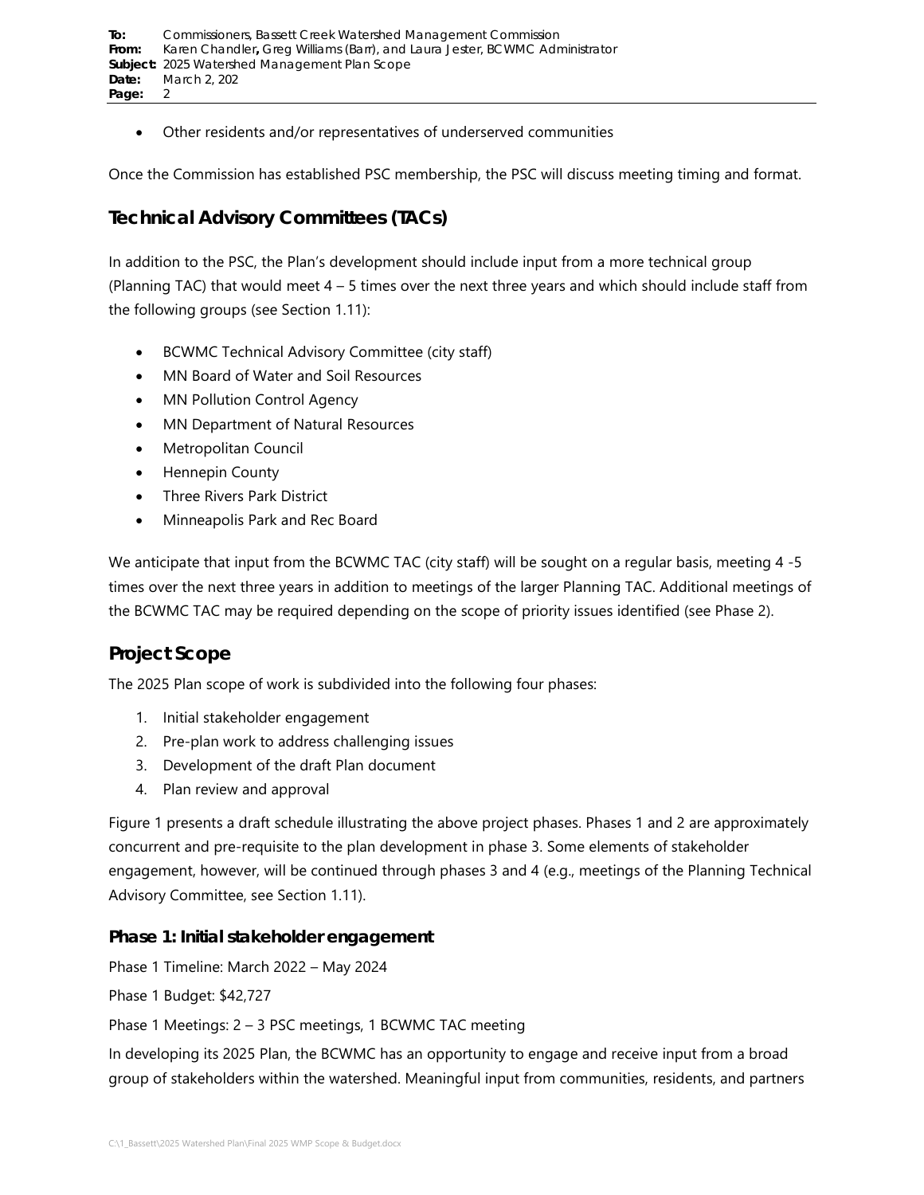- Other residents and/or representatives of underserved communities

Once the Commission has established PSC membership, the PSC will discuss meeting timing and format.

## Technical Advisory Committees (TACs)

In addition to the PSC, the Plan's development should include input from a more technical group (Planning TAC) that would meet 4 – 5 times over the next three years and which should include staff from the following groups (see Section 1.11):

- BCWMC Technical Advisory Committee (city staff)
- MN Board of Water and Soil Resources
- MN Pollution Control Agency
- MN Department of Natural Resources
- Metropolitan Council
- Hennepin County
- Three Rivers Park District
- Minneapolis Park and Rec Board

We anticipate that input from the BCWMC TAC (city staff) will be sought on a regular basis, meeting 4 -5 times over the next three years in addition to meetings of the larger Planning TAC. Additional meetings of the BCWMC TAC may be required depending on the scope of priority issues identified (see Phase 2).

## Project Scope

The 2025 Plan scope of work is subdivided into the following four phases:

1. Initial stakeholder engagement
2. Pre-plan work to address challenging issues
3. Development of the draft Plan document
4. Plan review and approval

Figure 1 presents a draft schedule illustrating the above project phases. Phases 1 and 2 are approximately concurrent and pre-requisite to the plan development in phase 3. Some elements of stakeholder engagement, however, will be continued through phases 3 and 4 (e.g., meetings of the Planning Technical Advisory Committee, see Section 1.11).

### Phase 1: Initial stakeholder engagement

Phase 1 Timeline: March 2022 – May 2024

Phase 1 Budget: $42,727

Phase 1 Meetings: 2 – 3 PSC meetings, 1 BCWMC TAC meeting

In developing its 2025 Plan, the BCWMC has an opportunity to engage and receive input from a broad group of stakeholders within the watershed. Meaningful input from communities, residents, and partners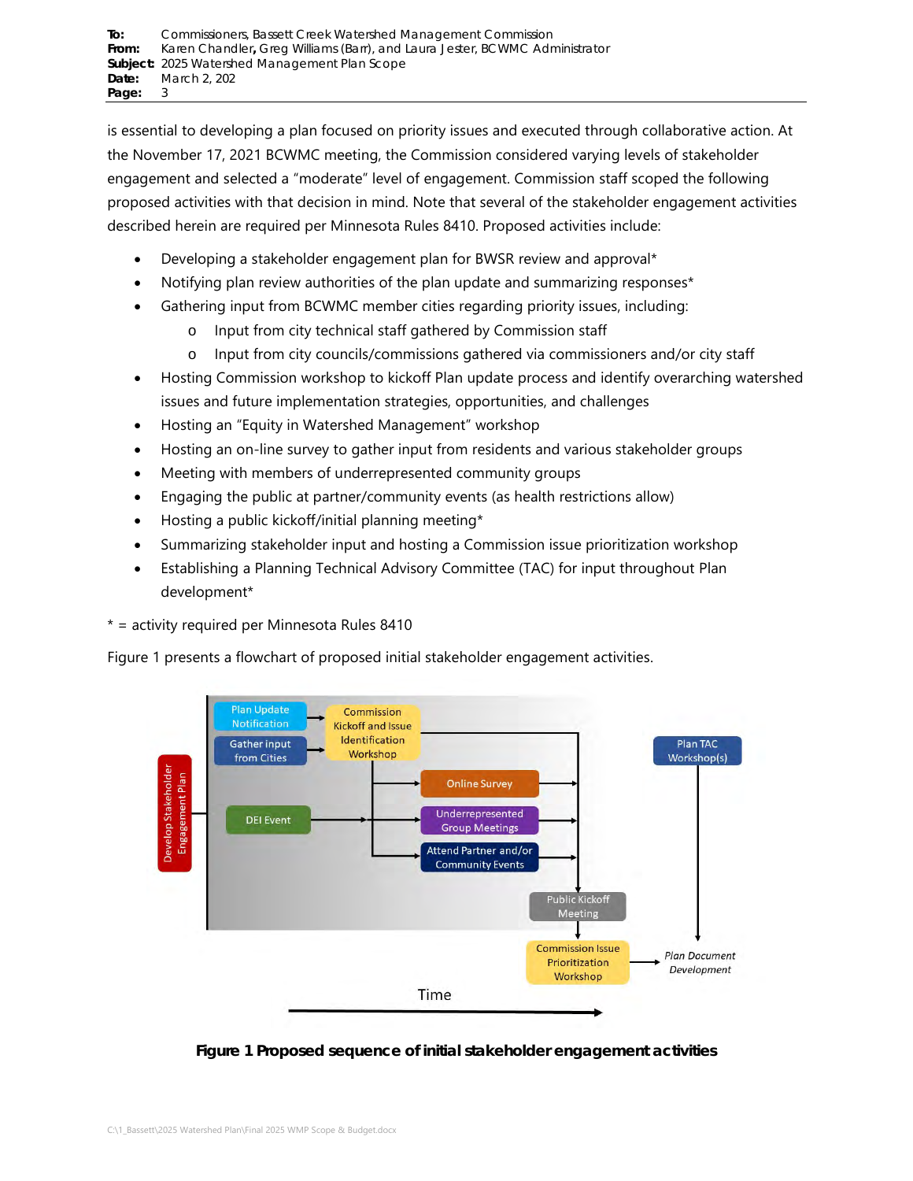is essential to developing a plan focused on priority issues and executed through collaborative action. At the November 17, 2021 BCWMC meeting, the Commission considered varying levels of stakeholder engagement and selected a "moderate" level of engagement. Commission staff scoped the following proposed activities with that decision in mind. Note that several of the stakeholder engagement activities described herein are required per Minnesota Rules 8410. Proposed activities include:

- Developing a stakeholder engagement plan for BWSR review and approval*
- Notifying plan review authorities of the plan update and summarizing responses*
- Gathering input from BCWMC member cities regarding priority issues, including:
  - Input from city technical staff gathered by Commission staff
  - Input from city councils/commissions gathered via commissioners and/or city staff
- Hosting Commission workshop to kickoff Plan update process and identify overarching watershed issues and future implementation strategies, opportunities, and challenges
- Hosting an "Equity in Watershed Management" workshop
- Hosting an on-line survey to gather input from residents and various stakeholder groups
- Meeting with members of underrepresented community groups
- Engaging the public at partner/community events (as health restrictions allow)
- Hosting a public kickoff/initial planning meeting*
- Summarizing stakeholder input and hosting a Commission issue prioritization workshop
- Establishing a Planning Technical Advisory Committee (TAC) for input throughout Plan development*

* = activity required per Minnesota Rules 8410

Figure 1 presents a flowchart of proposed initial stakeholder engagement activities.

**Figure 1 Proposed sequence of initial stakeholder engagement activities**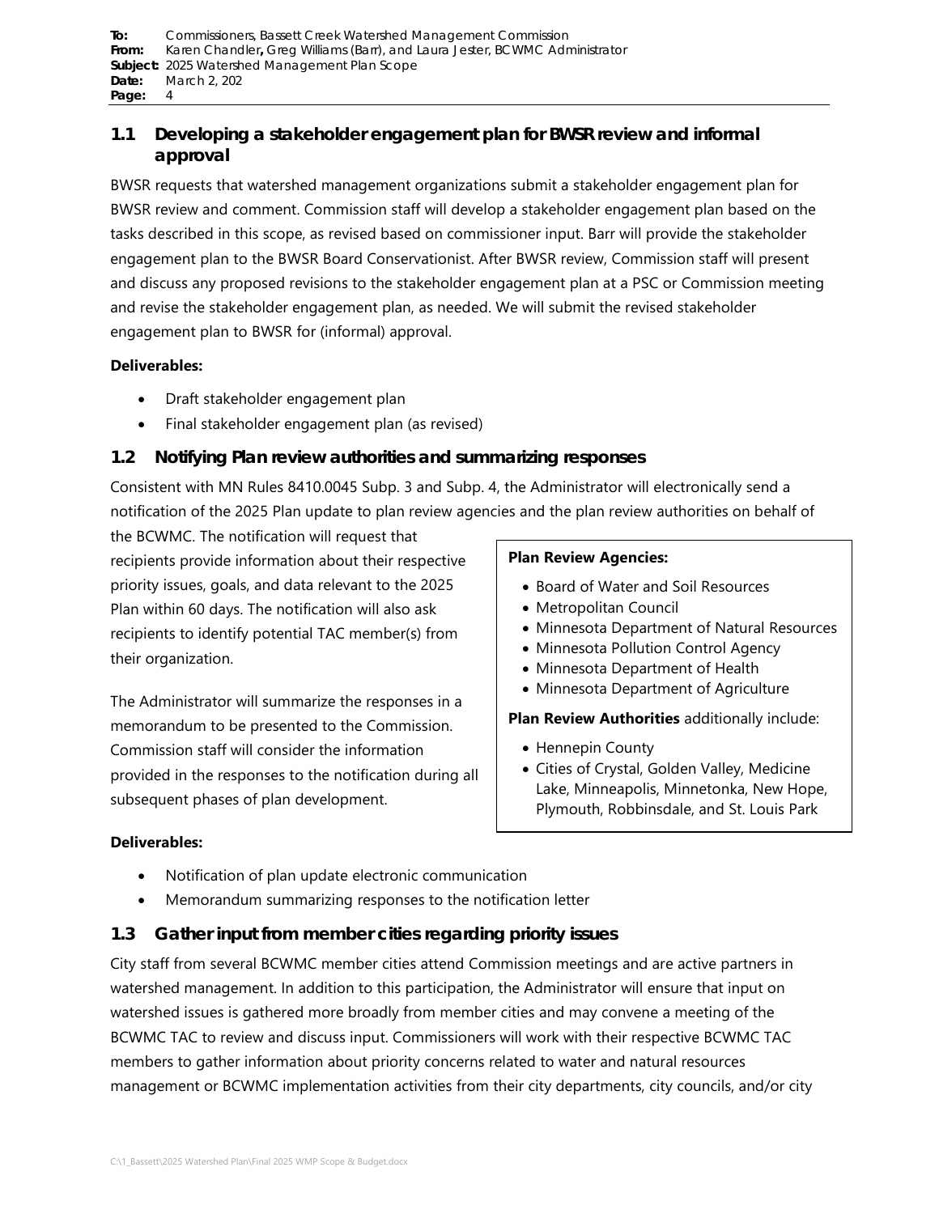## 1.1 Developing a stakeholder engagement plan for BWSR review and informal approval

BWSR requests that watershed management organizations submit a stakeholder engagement plan for BWSR review and comment. Commission staff will develop a stakeholder engagement plan based on the tasks described in this scope, as revised based on commissioner input. Barr will provide the stakeholder engagement plan to the BWSR Board Conservationist. After BWSR review, Commission staff will present and discuss any proposed revisions to the stakeholder engagement plan at a PSC or Commission meeting and revise the stakeholder engagement plan, as needed. We will submit the revised stakeholder engagement plan to BWSR for (informal) approval.

**Deliverables:**

- Draft stakeholder engagement plan
- Final stakeholder engagement plan (as revised)

## 1.2 Notifying Plan review authorities and summarizing responses

Consistent with MN Rules 8410.0045 Subp. 3 and Subp. 4, the Administrator will electronically send a notification of the 2025 Plan update to plan review agencies and the plan review authorities on behalf of the BCWMC. The notification will request that recipients provide information about their respective priority issues, goals, and data relevant to the 2025 Plan within 60 days. The notification will also ask recipients to identify potential TAC member(s) from their organization.

The Administrator will summarize the responses in a memorandum to be presented to the Commission. Commission staff will consider the information provided in the responses to the notification during all subsequent phases of plan development.

> **Plan Review Agencies:**
>
> - Board of Water and Soil Resources
> - Metropolitan Council
> - Minnesota Department of Natural Resources
> - Minnesota Pollution Control Agency
> - Minnesota Department of Health
> - Minnesota Department of Agriculture
>
> **Plan Review Authorities** additionally include:
>
> - Hennepin County
> - Cities of Crystal, Golden Valley, Medicine Lake, Minneapolis, Minnetonka, New Hope, Plymouth, Robbinsdale, and St. Louis Park

**Deliverables:**

- Notification of plan update electronic communication
- Memorandum summarizing responses to the notification letter

## 1.3 Gather input from member cities regarding priority issues

City staff from several BCWMC member cities attend Commission meetings and are active partners in watershed management. In addition to this participation, the Administrator will ensure that input on watershed issues is gathered more broadly from member cities and may convene a meeting of the BCWMC TAC to review and discuss input. Commissioners will work with their respective BCWMC TAC members to gather information about priority concerns related to water and natural resources management or BCWMC implementation activities from their city departments, city councils, and/or city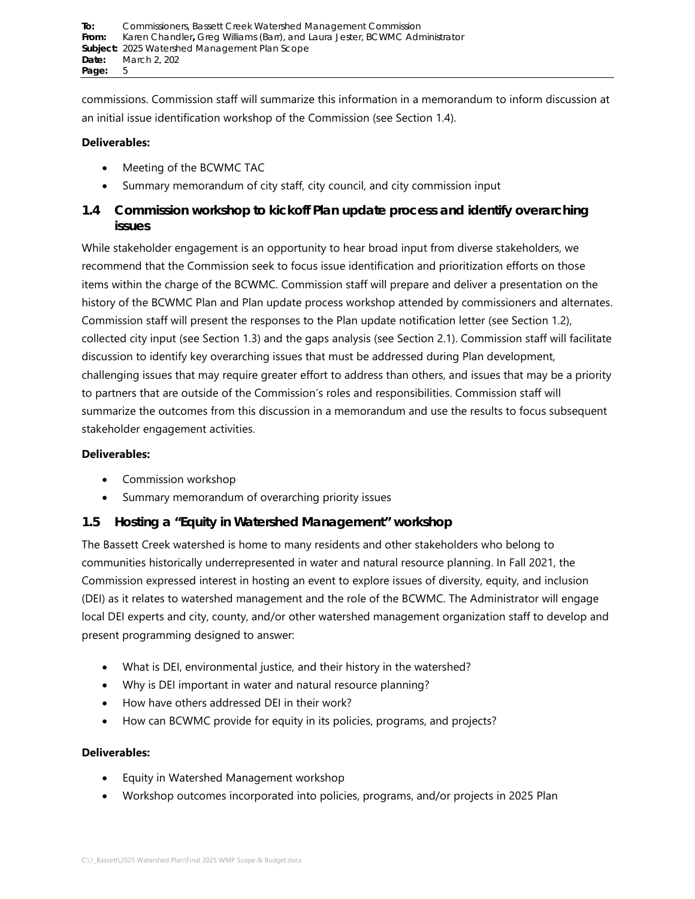commissions. Commission staff will summarize this information in a memorandum to inform discussion at an initial issue identification workshop of the Commission (see Section 1.4).

**Deliverables:**

- Meeting of the BCWMC TAC
- Summary memorandum of city staff, city council, and city commission input

## 1.4 Commission workshop to kickoff Plan update process and identify overarching issues

While stakeholder engagement is an opportunity to hear broad input from diverse stakeholders, we recommend that the Commission seek to focus issue identification and prioritization efforts on those items within the charge of the BCWMC. Commission staff will prepare and deliver a presentation on the history of the BCWMC Plan and Plan update process workshop attended by commissioners and alternates. Commission staff will present the responses to the Plan update notification letter (see Section 1.2), collected city input (see Section 1.3) and the gaps analysis (see Section 2.1). Commission staff will facilitate discussion to identify key overarching issues that must be addressed during Plan development, challenging issues that may require greater effort to address than others, and issues that may be a priority to partners that are outside of the Commission's roles and responsibilities. Commission staff will summarize the outcomes from this discussion in a memorandum and use the results to focus subsequent stakeholder engagement activities.

**Deliverables:**

- Commission workshop
- Summary memorandum of overarching priority issues

## 1.5 Hosting a "Equity in Watershed Management" workshop

The Bassett Creek watershed is home to many residents and other stakeholders who belong to communities historically underrepresented in water and natural resource planning. In Fall 2021, the Commission expressed interest in hosting an event to explore issues of diversity, equity, and inclusion (DEI) as it relates to watershed management and the role of the BCWMC. The Administrator will engage local DEI experts and city, county, and/or other watershed management organization staff to develop and present programming designed to answer:

- What is DEI, environmental justice, and their history in the watershed?
- Why is DEI important in water and natural resource planning?
- How have others addressed DEI in their work?
- How can BCWMC provide for equity in its policies, programs, and projects?

**Deliverables:**

- Equity in Watershed Management workshop
- Workshop outcomes incorporated into policies, programs, and/or projects in 2025 Plan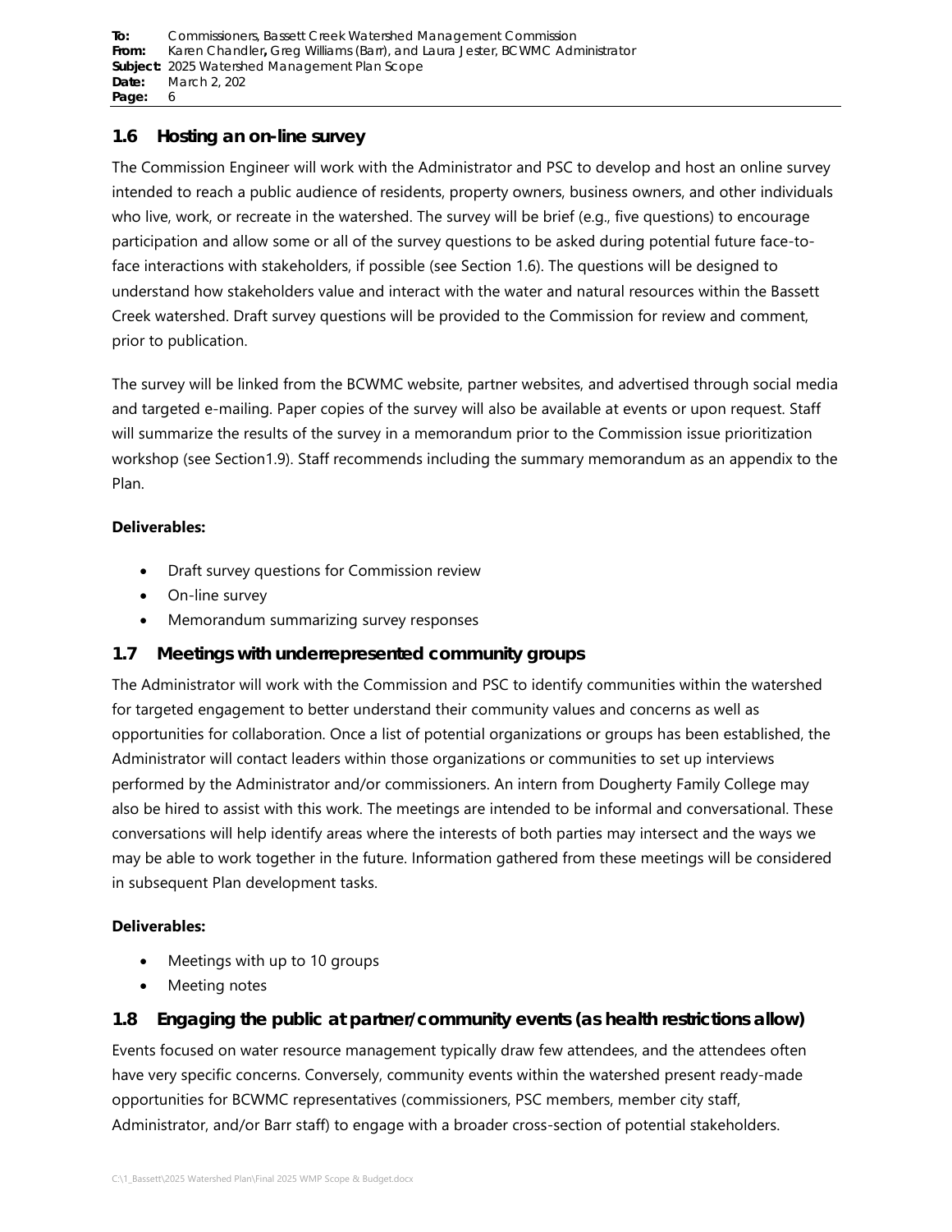## 1.6 Hosting an on-line survey

The Commission Engineer will work with the Administrator and PSC to develop and host an online survey intended to reach a public audience of residents, property owners, business owners, and other individuals who live, work, or recreate in the watershed. The survey will be brief (e.g., five questions) to encourage participation and allow some or all of the survey questions to be asked during potential future face-to-face interactions with stakeholders, if possible (see Section 1.6). The questions will be designed to understand how stakeholders value and interact with the water and natural resources within the Bassett Creek watershed. Draft survey questions will be provided to the Commission for review and comment, prior to publication.

The survey will be linked from the BCWMC website, partner websites, and advertised through social media and targeted e-mailing. Paper copies of the survey will also be available at events or upon request. Staff will summarize the results of the survey in a memorandum prior to the Commission issue prioritization workshop (see Section1.9). Staff recommends including the summary memorandum as an appendix to the Plan.

**Deliverables:**

- Draft survey questions for Commission review
- On-line survey
- Memorandum summarizing survey responses

## 1.7 Meetings with underrepresented community groups

The Administrator will work with the Commission and PSC to identify communities within the watershed for targeted engagement to better understand their community values and concerns as well as opportunities for collaboration. Once a list of potential organizations or groups has been established, the Administrator will contact leaders within those organizations or communities to set up interviews performed by the Administrator and/or commissioners. An intern from Dougherty Family College may also be hired to assist with this work. The meetings are intended to be informal and conversational. These conversations will help identify areas where the interests of both parties may intersect and the ways we may be able to work together in the future. Information gathered from these meetings will be considered in subsequent Plan development tasks.

**Deliverables:**

- Meetings with up to 10 groups
- Meeting notes

## 1.8 Engaging the public at partner/community events (as health restrictions allow)

Events focused on water resource management typically draw few attendees, and the attendees often have very specific concerns. Conversely, community events within the watershed present ready-made opportunities for BCWMC representatives (commissioners, PSC members, member city staff, Administrator, and/or Barr staff) to engage with a broader cross-section of potential stakeholders.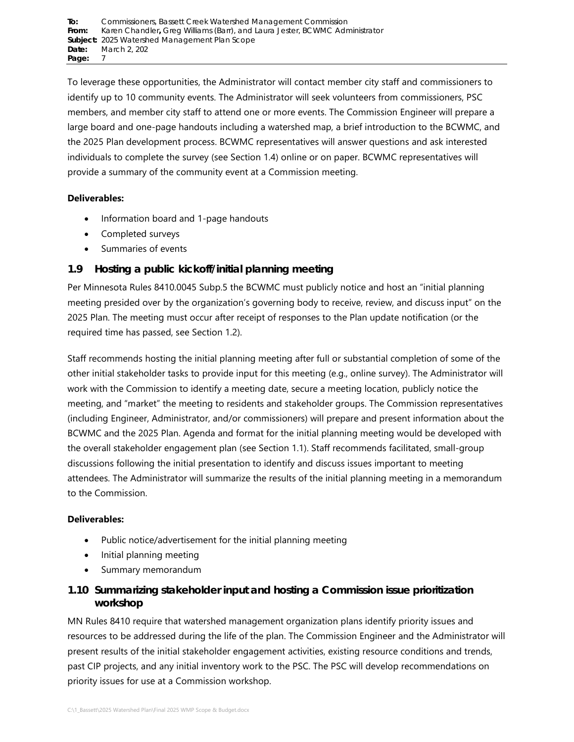To leverage these opportunities, the Administrator will contact member city staff and commissioners to identify up to 10 community events. The Administrator will seek volunteers from commissioners, PSC members, and member city staff to attend one or more events. The Commission Engineer will prepare a large board and one-page handouts including a watershed map, a brief introduction to the BCWMC, and the 2025 Plan development process. BCWMC representatives will answer questions and ask interested individuals to complete the survey (see Section 1.4) online or on paper. BCWMC representatives will provide a summary of the community event at a Commission meeting.

**Deliverables:**

- Information board and 1-page handouts
- Completed surveys
- Summaries of events

## 1.9 Hosting a public kickoff/initial planning meeting

Per Minnesota Rules 8410.0045 Subp.5 the BCWMC must publicly notice and host an "initial planning meeting presided over by the organization's governing body to receive, review, and discuss input" on the 2025 Plan. The meeting must occur after receipt of responses to the Plan update notification (or the required time has passed, see Section 1.2).

Staff recommends hosting the initial planning meeting after full or substantial completion of some of the other initial stakeholder tasks to provide input for this meeting (e.g., online survey). The Administrator will work with the Commission to identify a meeting date, secure a meeting location, publicly notice the meeting, and "market" the meeting to residents and stakeholder groups. The Commission representatives (including Engineer, Administrator, and/or commissioners) will prepare and present information about the BCWMC and the 2025 Plan. Agenda and format for the initial planning meeting would be developed with the overall stakeholder engagement plan (see Section 1.1). Staff recommends facilitated, small-group discussions following the initial presentation to identify and discuss issues important to meeting attendees. The Administrator will summarize the results of the initial planning meeting in a memorandum to the Commission.

**Deliverables:**

- Public notice/advertisement for the initial planning meeting
- Initial planning meeting
- Summary memorandum

## 1.10 Summarizing stakeholder input and hosting a Commission issue prioritization workshop

MN Rules 8410 require that watershed management organization plans identify priority issues and resources to be addressed during the life of the plan. The Commission Engineer and the Administrator will present results of the initial stakeholder engagement activities, existing resource conditions and trends, past CIP projects, and any initial inventory work to the PSC. The PSC will develop recommendations on priority issues for use at a Commission workshop.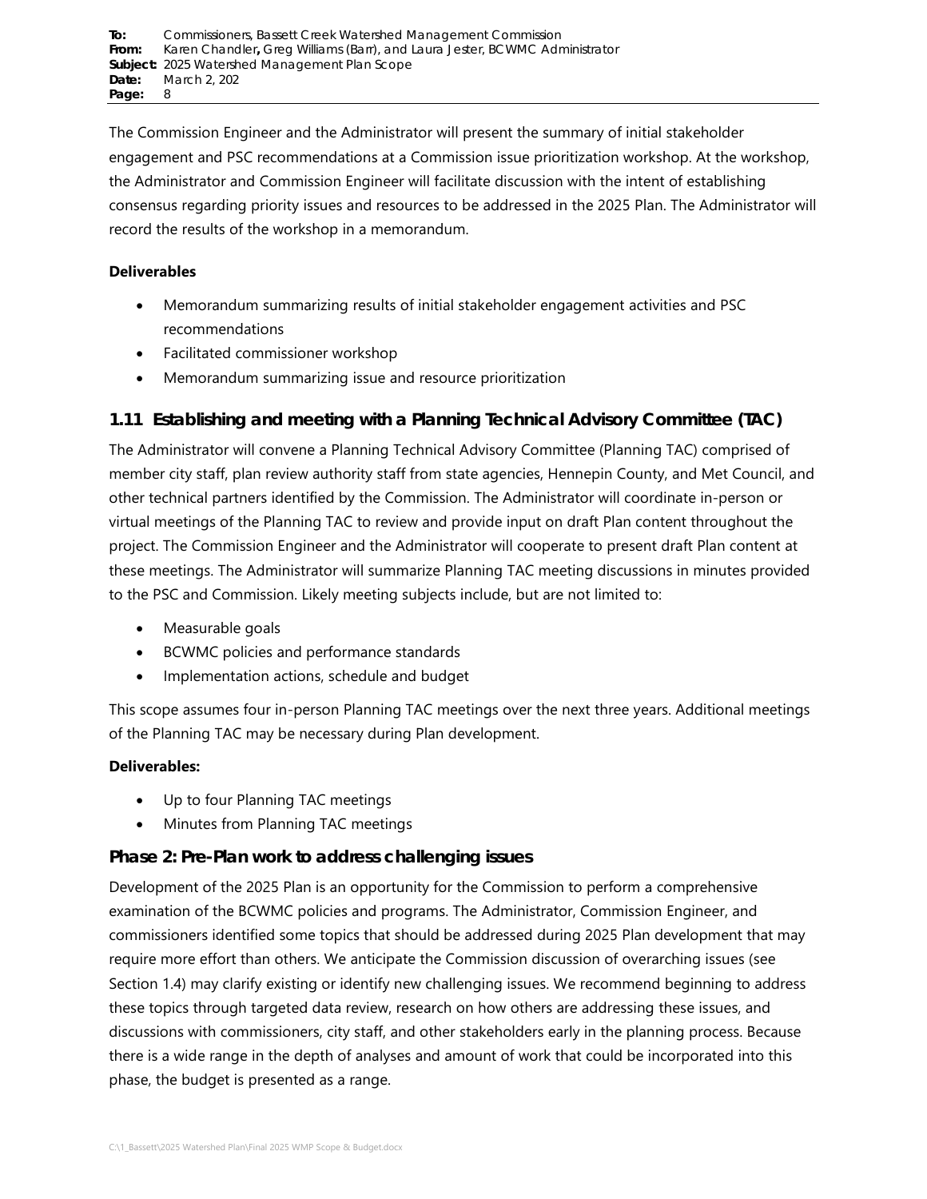The Commission Engineer and the Administrator will present the summary of initial stakeholder engagement and PSC recommendations at a Commission issue prioritization workshop. At the workshop, the Administrator and Commission Engineer will facilitate discussion with the intent of establishing consensus regarding priority issues and resources to be addressed in the 2025 Plan. The Administrator will record the results of the workshop in a memorandum.

**Deliverables**

- Memorandum summarizing results of initial stakeholder engagement activities and PSC recommendations
- Facilitated commissioner workshop
- Memorandum summarizing issue and resource prioritization

### 1.11 Establishing and meeting with a Planning Technical Advisory Committee (TAC)

The Administrator will convene a Planning Technical Advisory Committee (Planning TAC) comprised of member city staff, plan review authority staff from state agencies, Hennepin County, and Met Council, and other technical partners identified by the Commission. The Administrator will coordinate in-person or virtual meetings of the Planning TAC to review and provide input on draft Plan content throughout the project. The Commission Engineer and the Administrator will cooperate to present draft Plan content at these meetings. The Administrator will summarize Planning TAC meeting discussions in minutes provided to the PSC and Commission. Likely meeting subjects include, but are not limited to:

- Measurable goals
- BCWMC policies and performance standards
- Implementation actions, schedule and budget

This scope assumes four in-person Planning TAC meetings over the next three years. Additional meetings of the Planning TAC may be necessary during Plan development.

**Deliverables:**

- Up to four Planning TAC meetings
- Minutes from Planning TAC meetings

## Phase 2: Pre-Plan work to address challenging issues

Development of the 2025 Plan is an opportunity for the Commission to perform a comprehensive examination of the BCWMC policies and programs. The Administrator, Commission Engineer, and commissioners identified some topics that should be addressed during 2025 Plan development that may require more effort than others. We anticipate the Commission discussion of overarching issues (see Section 1.4) may clarify existing or identify new challenging issues. We recommend beginning to address these topics through targeted data review, research on how others are addressing these issues, and discussions with commissioners, city staff, and other stakeholders early in the planning process. Because there is a wide range in the depth of analyses and amount of work that could be incorporated into this phase, the budget is presented as a range.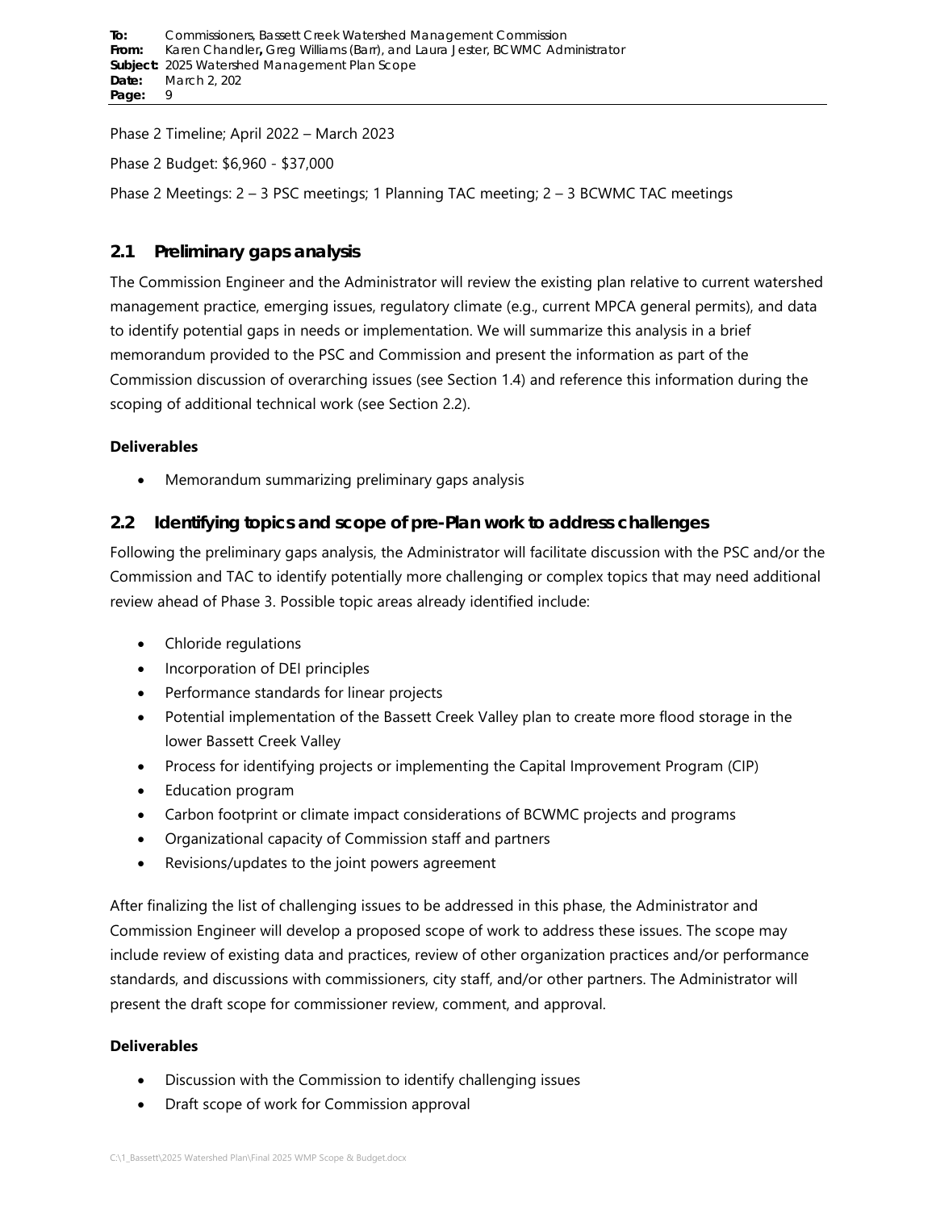Phase 2 Timeline; April 2022 – March 2023

Phase 2 Budget: $6,960 - $37,000

Phase 2 Meetings: 2 – 3 PSC meetings; 1 Planning TAC meeting; 2 – 3 BCWMC TAC meetings

## 2.1 Preliminary gaps analysis

The Commission Engineer and the Administrator will review the existing plan relative to current watershed management practice, emerging issues, regulatory climate (e.g., current MPCA general permits), and data to identify potential gaps in needs or implementation. We will summarize this analysis in a brief memorandum provided to the PSC and Commission and present the information as part of the Commission discussion of overarching issues (see Section 1.4) and reference this information during the scoping of additional technical work (see Section 2.2).

**Deliverables**

- Memorandum summarizing preliminary gaps analysis

## 2.2 Identifying topics and scope of pre-Plan work to address challenges

Following the preliminary gaps analysis, the Administrator will facilitate discussion with the PSC and/or the Commission and TAC to identify potentially more challenging or complex topics that may need additional review ahead of Phase 3. Possible topic areas already identified include:

- Chloride regulations
- Incorporation of DEI principles
- Performance standards for linear projects
- Potential implementation of the Bassett Creek Valley plan to create more flood storage in the lower Bassett Creek Valley
- Process for identifying projects or implementing the Capital Improvement Program (CIP)
- Education program
- Carbon footprint or climate impact considerations of BCWMC projects and programs
- Organizational capacity of Commission staff and partners
- Revisions/updates to the joint powers agreement

After finalizing the list of challenging issues to be addressed in this phase, the Administrator and Commission Engineer will develop a proposed scope of work to address these issues. The scope may include review of existing data and practices, review of other organization practices and/or performance standards, and discussions with commissioners, city staff, and/or other partners. The Administrator will present the draft scope for commissioner review, comment, and approval.

**Deliverables**

- Discussion with the Commission to identify challenging issues
- Draft scope of work for Commission approval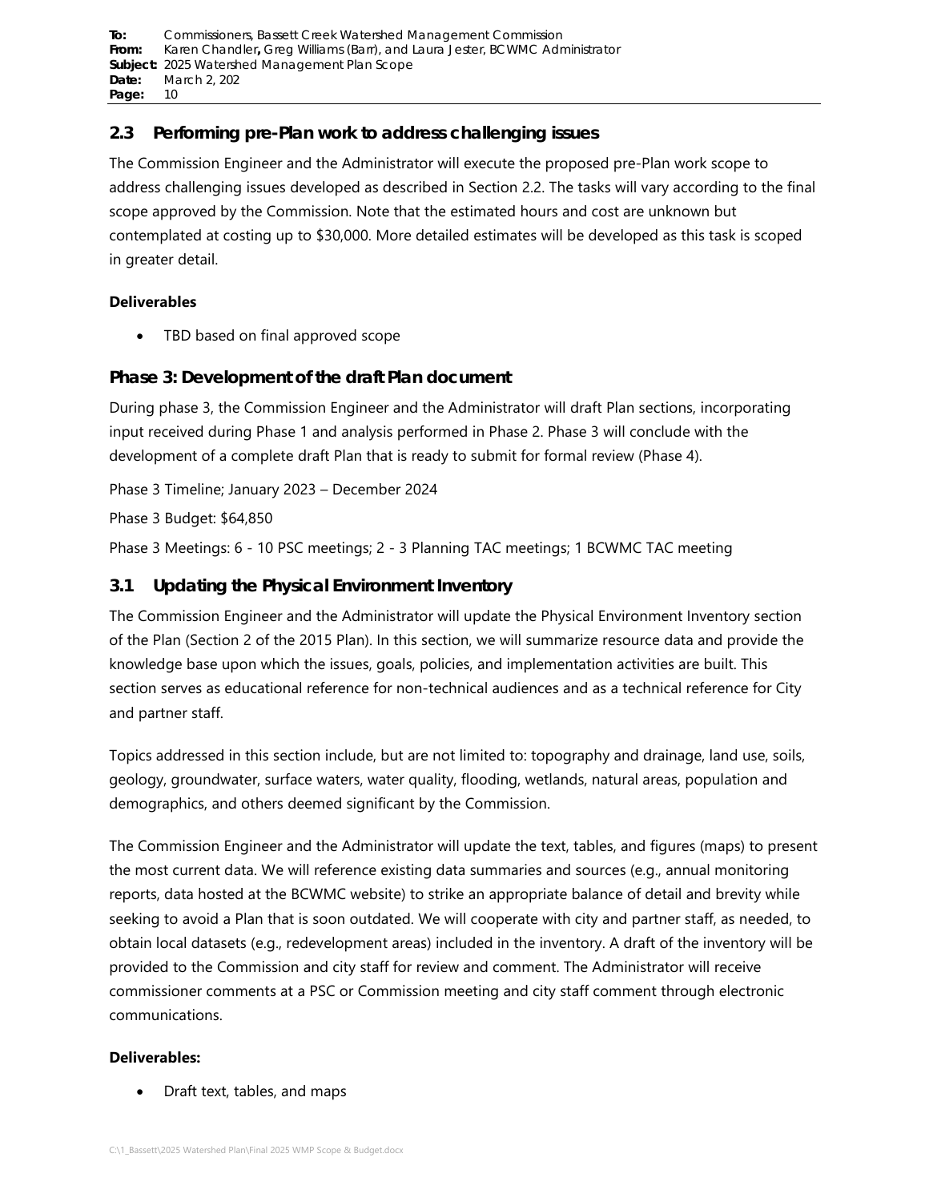## 2.3 Performing pre-Plan work to address challenging issues

The Commission Engineer and the Administrator will execute the proposed pre-Plan work scope to address challenging issues developed as described in Section 2.2. The tasks will vary according to the final scope approved by the Commission. Note that the estimated hours and cost are unknown but contemplated at costing up to $30,000. More detailed estimates will be developed as this task is scoped in greater detail.

**Deliverables**

- TBD based on final approved scope

## Phase 3: Development of the draft Plan document

During phase 3, the Commission Engineer and the Administrator will draft Plan sections, incorporating input received during Phase 1 and analysis performed in Phase 2. Phase 3 will conclude with the development of a complete draft Plan that is ready to submit for formal review (Phase 4).

Phase 3 Timeline; January 2023 – December 2024

Phase 3 Budget: $64,850

Phase 3 Meetings: 6 - 10 PSC meetings; 2 - 3 Planning TAC meetings; 1 BCWMC TAC meeting

## 3.1 Updating the Physical Environment Inventory

The Commission Engineer and the Administrator will update the Physical Environment Inventory section of the Plan (Section 2 of the 2015 Plan). In this section, we will summarize resource data and provide the knowledge base upon which the issues, goals, policies, and implementation activities are built. This section serves as educational reference for non-technical audiences and as a technical reference for City and partner staff.

Topics addressed in this section include, but are not limited to: topography and drainage, land use, soils, geology, groundwater, surface waters, water quality, flooding, wetlands, natural areas, population and demographics, and others deemed significant by the Commission.

The Commission Engineer and the Administrator will update the text, tables, and figures (maps) to present the most current data. We will reference existing data summaries and sources (e.g., annual monitoring reports, data hosted at the BCWMC website) to strike an appropriate balance of detail and brevity while seeking to avoid a Plan that is soon outdated. We will cooperate with city and partner staff, as needed, to obtain local datasets (e.g., redevelopment areas) included in the inventory. A draft of the inventory will be provided to the Commission and city staff for review and comment. The Administrator will receive commissioner comments at a PSC or Commission meeting and city staff comment through electronic communications.

**Deliverables:**

- Draft text, tables, and maps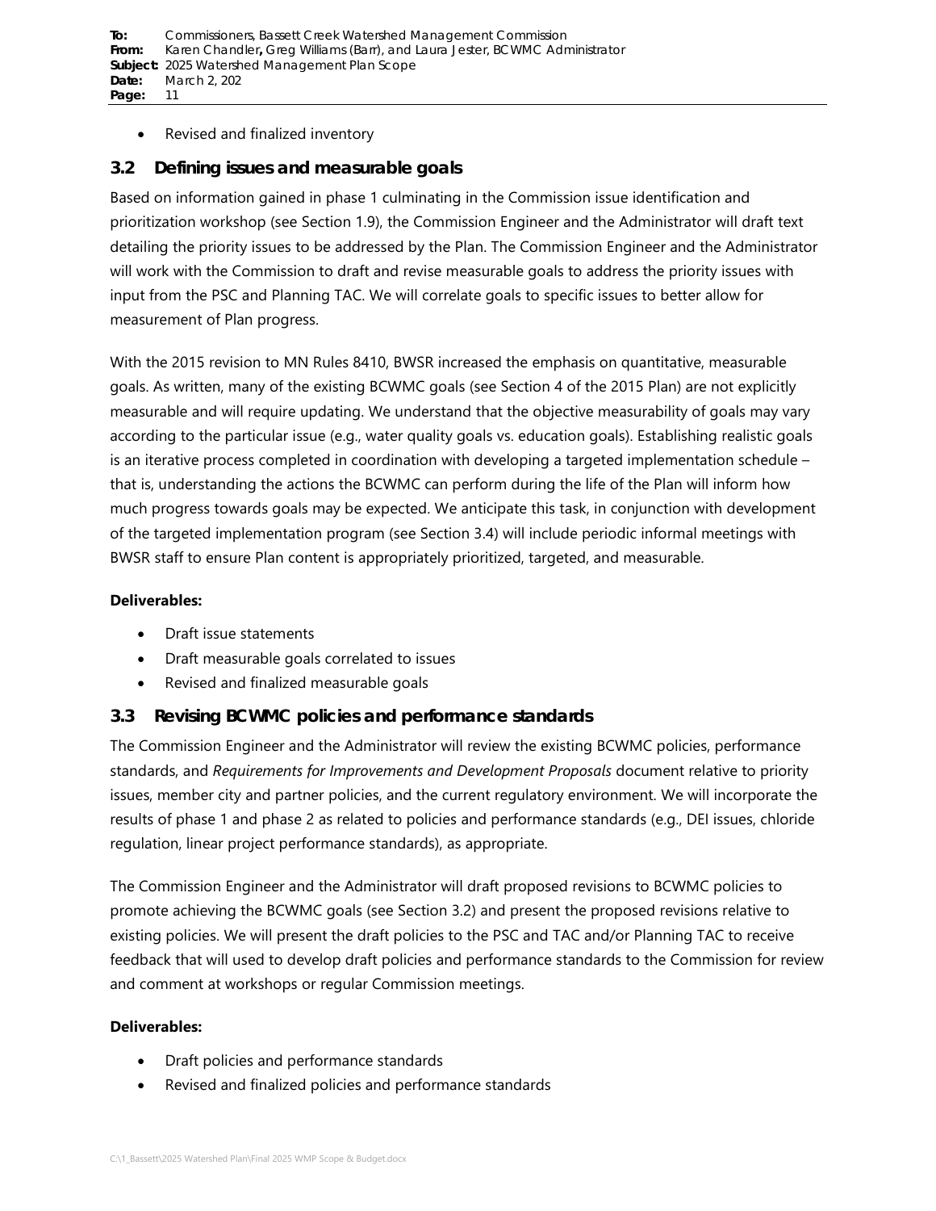- Revised and finalized inventory

## 3.2 Defining issues and measurable goals

Based on information gained in phase 1 culminating in the Commission issue identification and prioritization workshop (see Section 1.9), the Commission Engineer and the Administrator will draft text detailing the priority issues to be addressed by the Plan. The Commission Engineer and the Administrator will work with the Commission to draft and revise measurable goals to address the priority issues with input from the PSC and Planning TAC. We will correlate goals to specific issues to better allow for measurement of Plan progress.

With the 2015 revision to MN Rules 8410, BWSR increased the emphasis on quantitative, measurable goals. As written, many of the existing BCWMC goals (see Section 4 of the 2015 Plan) are not explicitly measurable and will require updating. We understand that the objective measurability of goals may vary according to the particular issue (e.g., water quality goals vs. education goals). Establishing realistic goals is an iterative process completed in coordination with developing a targeted implementation schedule – that is, understanding the actions the BCWMC can perform during the life of the Plan will inform how much progress towards goals may be expected. We anticipate this task, in conjunction with development of the targeted implementation program (see Section 3.4) will include periodic informal meetings with BWSR staff to ensure Plan content is appropriately prioritized, targeted, and measurable.

**Deliverables:**

- Draft issue statements
- Draft measurable goals correlated to issues
- Revised and finalized measurable goals

## 3.3 Revising BCWMC policies and performance standards

The Commission Engineer and the Administrator will review the existing BCWMC policies, performance standards, and *Requirements for Improvements and Development Proposals* document relative to priority issues, member city and partner policies, and the current regulatory environment. We will incorporate the results of phase 1 and phase 2 as related to policies and performance standards (e.g., DEI issues, chloride regulation, linear project performance standards), as appropriate.

The Commission Engineer and the Administrator will draft proposed revisions to BCWMC policies to promote achieving the BCWMC goals (see Section 3.2) and present the proposed revisions relative to existing policies. We will present the draft policies to the PSC and TAC and/or Planning TAC to receive feedback that will used to develop draft policies and performance standards to the Commission for review and comment at workshops or regular Commission meetings.

**Deliverables:**

- Draft policies and performance standards
- Revised and finalized policies and performance standards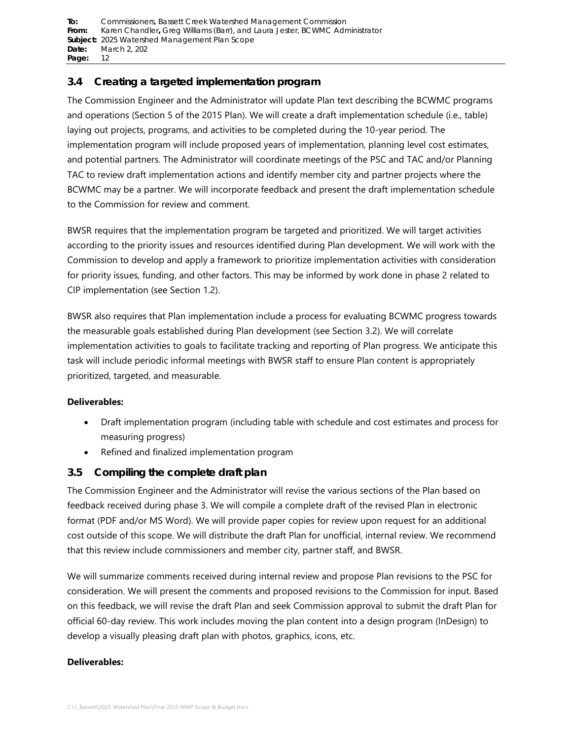## 3.4 Creating a targeted implementation program

The Commission Engineer and the Administrator will update Plan text describing the BCWMC programs and operations (Section 5 of the 2015 Plan). We will create a draft implementation schedule (i.e., table) laying out projects, programs, and activities to be completed during the 10-year period. The implementation program will include proposed years of implementation, planning level cost estimates, and potential partners. The Administrator will coordinate meetings of the PSC and TAC and/or Planning TAC to review draft implementation actions and identify member city and partner projects where the BCWMC may be a partner. We will incorporate feedback and present the draft implementation schedule to the Commission for review and comment.

BWSR requires that the implementation program be targeted and prioritized. We will target activities according to the priority issues and resources identified during Plan development. We will work with the Commission to develop and apply a framework to prioritize implementation activities with consideration for priority issues, funding, and other factors. This may be informed by work done in phase 2 related to CIP implementation (see Section 1.2).

BWSR also requires that Plan implementation include a process for evaluating BCWMC progress towards the measurable goals established during Plan development (see Section 3.2). We will correlate implementation activities to goals to facilitate tracking and reporting of Plan progress. We anticipate this task will include periodic informal meetings with BWSR staff to ensure Plan content is appropriately prioritized, targeted, and measurable.

**Deliverables:**

- Draft implementation program (including table with schedule and cost estimates and process for measuring progress)
- Refined and finalized implementation program

## 3.5 Compiling the complete draft plan

The Commission Engineer and the Administrator will revise the various sections of the Plan based on feedback received during phase 3. We will compile a complete draft of the revised Plan in electronic format (PDF and/or MS Word). We will provide paper copies for review upon request for an additional cost outside of this scope. We will distribute the draft Plan for unofficial, internal review. We recommend that this review include commissioners and member city, partner staff, and BWSR.

We will summarize comments received during internal review and propose Plan revisions to the PSC for consideration. We will present the comments and proposed revisions to the Commission for input. Based on this feedback, we will revise the draft Plan and seek Commission approval to submit the draft Plan for official 60-day review. This work includes moving the plan content into a design program (InDesign) to develop a visually pleasing draft plan with photos, graphics, icons, etc.

**Deliverables:**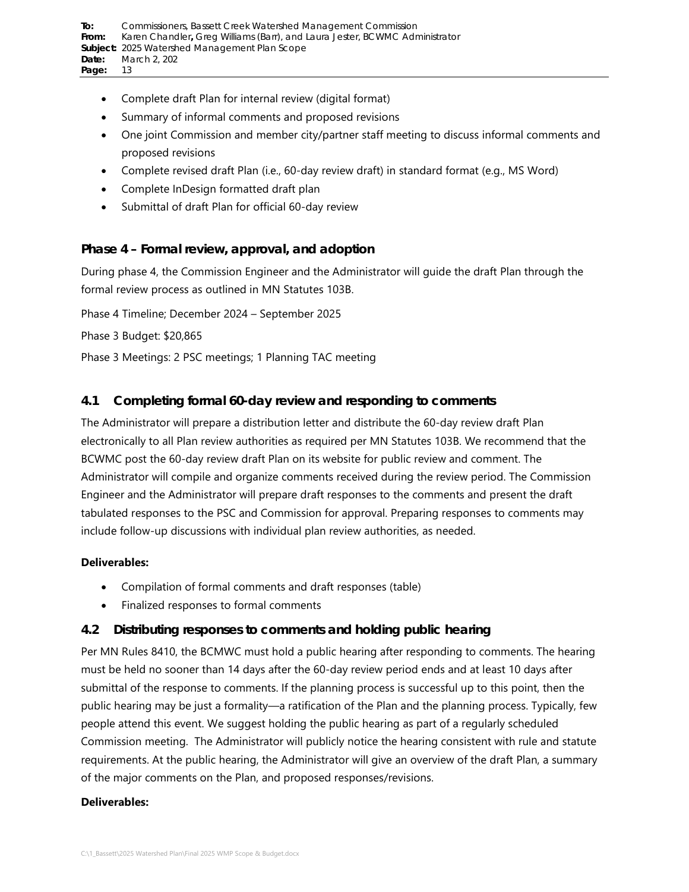- Complete draft Plan for internal review (digital format)
- Summary of informal comments and proposed revisions
- One joint Commission and member city/partner staff meeting to discuss informal comments and proposed revisions
- Complete revised draft Plan (i.e., 60-day review draft) in standard format (e.g., MS Word)
- Complete InDesign formatted draft plan
- Submittal of draft Plan for official 60-day review

### Phase 4 – Formal review, approval, and adoption

During phase 4, the Commission Engineer and the Administrator will guide the draft Plan through the formal review process as outlined in MN Statutes 103B.

Phase 4 Timeline; December 2024 – September 2025

Phase 3 Budget: $20,865

Phase 3 Meetings: 2 PSC meetings; 1 Planning TAC meeting

## 4.1 Completing formal 60-day review and responding to comments

The Administrator will prepare a distribution letter and distribute the 60-day review draft Plan electronically to all Plan review authorities as required per MN Statutes 103B. We recommend that the BCWMC post the 60-day review draft Plan on its website for public review and comment. The Administrator will compile and organize comments received during the review period. The Commission Engineer and the Administrator will prepare draft responses to the comments and present the draft tabulated responses to the PSC and Commission for approval. Preparing responses to comments may include follow-up discussions with individual plan review authorities, as needed.

**Deliverables:**

- Compilation of formal comments and draft responses (table)
- Finalized responses to formal comments

## 4.2 Distributing responses to comments and holding public hearing

Per MN Rules 8410, the BCMWC must hold a public hearing after responding to comments. The hearing must be held no sooner than 14 days after the 60-day review period ends and at least 10 days after submittal of the response to comments. If the planning process is successful up to this point, then the public hearing may be just a formality—a ratification of the Plan and the planning process. Typically, few people attend this event. We suggest holding the public hearing as part of a regularly scheduled Commission meeting. The Administrator will publicly notice the hearing consistent with rule and statute requirements. At the public hearing, the Administrator will give an overview of the draft Plan, a summary of the major comments on the Plan, and proposed responses/revisions.

**Deliverables:**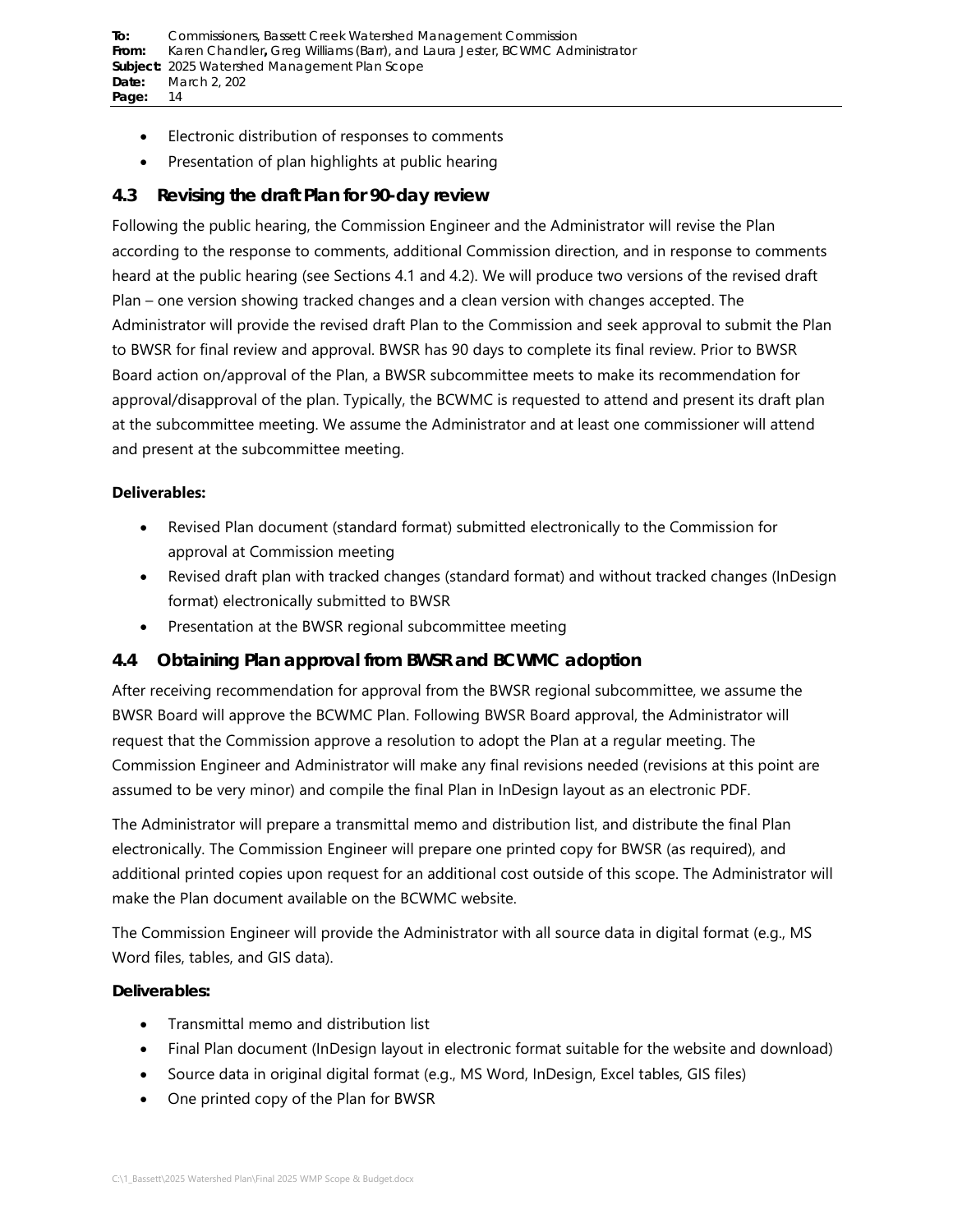- Electronic distribution of responses to comments
- Presentation of plan highlights at public hearing

## 4.3 Revising the draft Plan for 90-day review

Following the public hearing, the Commission Engineer and the Administrator will revise the Plan according to the response to comments, additional Commission direction, and in response to comments heard at the public hearing (see Sections 4.1 and 4.2). We will produce two versions of the revised draft Plan – one version showing tracked changes and a clean version with changes accepted. The Administrator will provide the revised draft Plan to the Commission and seek approval to submit the Plan to BWSR for final review and approval. BWSR has 90 days to complete its final review. Prior to BWSR Board action on/approval of the Plan, a BWSR subcommittee meets to make its recommendation for approval/disapproval of the plan. Typically, the BCWMC is requested to attend and present its draft plan at the subcommittee meeting. We assume the Administrator and at least one commissioner will attend and present at the subcommittee meeting.

**Deliverables:**

- Revised Plan document (standard format) submitted electronically to the Commission for approval at Commission meeting
- Revised draft plan with tracked changes (standard format) and without tracked changes (InDesign format) electronically submitted to BWSR
- Presentation at the BWSR regional subcommittee meeting

## 4.4 Obtaining Plan approval from BWSR and BCWMC adoption

After receiving recommendation for approval from the BWSR regional subcommittee, we assume the BWSR Board will approve the BCWMC Plan. Following BWSR Board approval, the Administrator will request that the Commission approve a resolution to adopt the Plan at a regular meeting. The Commission Engineer and Administrator will make any final revisions needed (revisions at this point are assumed to be very minor) and compile the final Plan in InDesign layout as an electronic PDF.

The Administrator will prepare a transmittal memo and distribution list, and distribute the final Plan electronically. The Commission Engineer will prepare one printed copy for BWSR (as required), and additional printed copies upon request for an additional cost outside of this scope. The Administrator will make the Plan document available on the BCWMC website.

The Commission Engineer will provide the Administrator with all source data in digital format (e.g., MS Word files, tables, and GIS data).

**Deliverables:**

- Transmittal memo and distribution list
- Final Plan document (InDesign layout in electronic format suitable for the website and download)
- Source data in original digital format (e.g., MS Word, InDesign, Excel tables, GIS files)
- One printed copy of the Plan for BWSR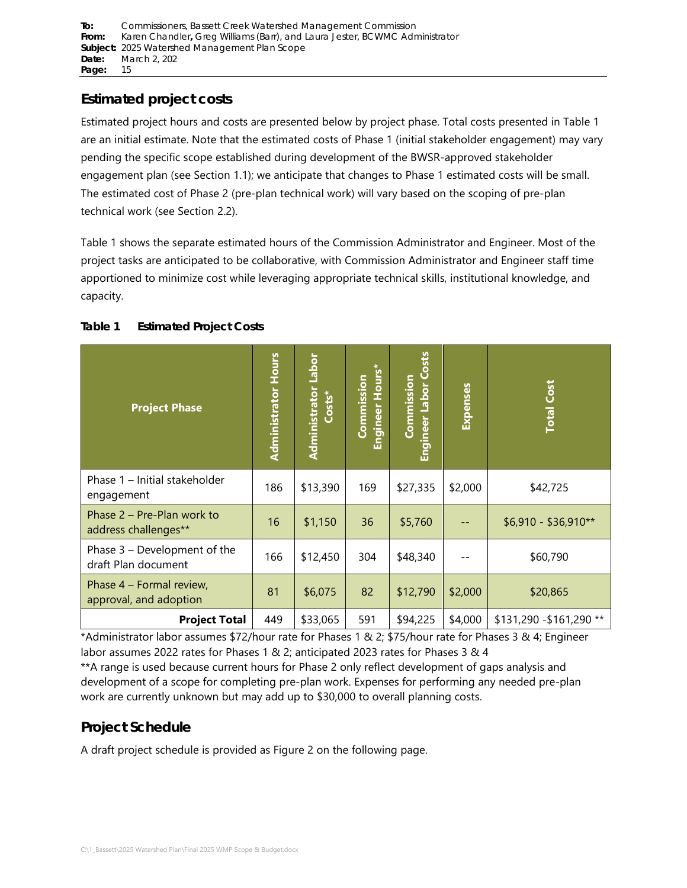## Estimated project costs

Estimated project hours and costs are presented below by project phase. Total costs presented in Table 1 are an initial estimate. Note that the estimated costs of Phase 1 (initial stakeholder engagement) may vary pending the specific scope established during development of the BWSR-approved stakeholder engagement plan (see Section 1.1); we anticipate that changes to Phase 1 estimated costs will be small. The estimated cost of Phase 2 (pre-plan technical work) will vary based on the scoping of pre-plan technical work (see Section 2.2).

Table 1 shows the separate estimated hours of the Commission Administrator and Engineer. Most of the project tasks are anticipated to be collaborative, with Commission Administrator and Engineer staff time apportioned to minimize cost while leveraging appropriate technical skills, institutional knowledge, and capacity.

**Table 1 Estimated Project Costs**

| Project Phase | Administrator Hours | Administrator Labor Costs* | Commission Engineer Hours* | Commission Engineer Labor Costs | Expenses | Total Cost |
|---|---|---|---|---|---|---|
| Phase 1 – Initial stakeholder engagement | 186 | $13,390 | 169 | $27,335 | $2,000 | $42,725 |
| Phase 2 – Pre-Plan work to address challenges** | 16 | $1,150 | 36 | $5,760 | -- | $6,910 - $36,910** |
| Phase 3 – Development of the draft Plan document | 166 | $12,450 | 304 | $48,340 | -- | $60,790 |
| Phase 4 – Formal review, approval, and adoption | 81 | $6,075 | 82 | $12,790 | $2,000 | $20,865 |
| **Project Total** | 449 | $33,065 | 591 | $94,225 | $4,000 | $131,290 -$161,290 ** |

*Administrator labor assumes $72/hour rate for Phases 1 & 2; $75/hour rate for Phases 3 & 4; Engineer labor assumes 2022 rates for Phases 1 & 2; anticipated 2023 rates for Phases 3 & 4

**A range is used because current hours for Phase 2 only reflect development of gaps analysis and development of a scope for completing pre-plan work. Expenses for performing any needed pre-plan work are currently unknown but may add up to $30,000 to overall planning costs.

## Project Schedule

A draft project schedule is provided as Figure 2 on the following page.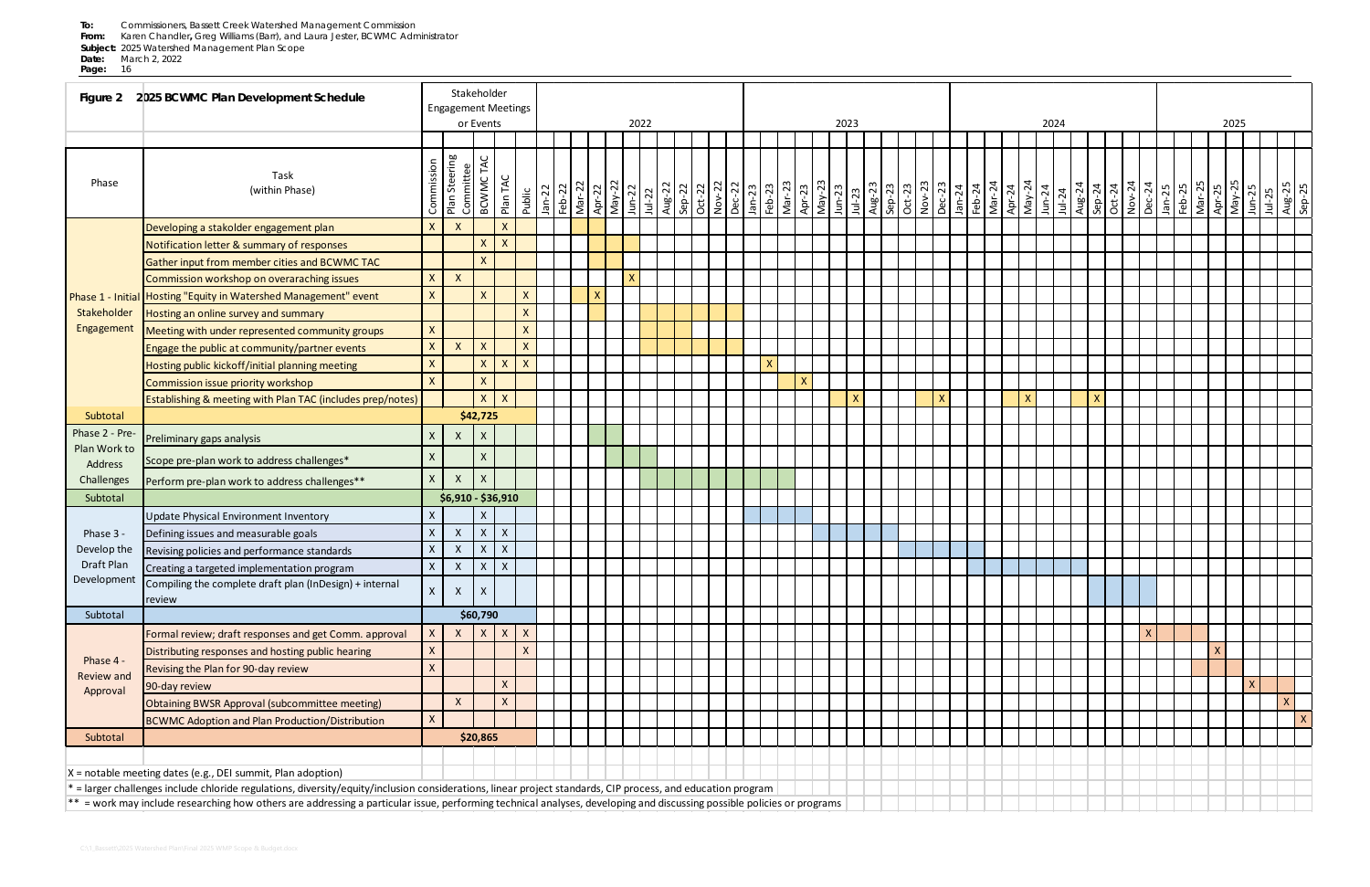**Figure 2 2025 BCWMC Plan Development Schedule**

| Phase | Task (within Phase) | Stakeholder Engagement Meetings or Events | | | | | 2022 | | | | | | | | | | | | 2023 | | | | | | | | | | | | 2024 | | | | | | | | | | | | 2025 | | | | | | | | |
|---|---|---|---|---|---|---|---|---|---|---|---|---|---|---|---|---|---|---|---|---|---|---|---|---|---|---|---|---|---|---|---|---|---|---|---|---|---|---|---|---|---|---|---|---|---|---|---|---|---|---|---|
| | | Commission | Plan Steering Committee | BCWMC TAC | Plan TAC | Public | Jan-22 | Feb-22 | Mar-22 | Apr-22 | May-22 | Jun-22 | Jul-22 | Aug-22 | Sep-22 | Oct-22 | Nov-22 | Dec-22 | Jan-23 | Feb-23 | Mar-23 | Apr-23 | May-23 | Jun-23 | Jul-23 | Aug-23 | Sep-23 | Oct-23 | Nov-23 | Dec-23 | Jan-24 | Feb-24 | Mar-24 | Apr-24 | May-24 | Jun-24 | Jul-24 | Aug-24 | Sep-24 | Oct-24 | Nov-24 | Dec-24 | Jan-25 | Feb-25 | Mar-25 | Apr-25 | May-25 | Jun-25 | Jul-25 | Aug-25 | Sep-25 |
| Phase 1 - Initial Stakeholder Engagement | Developing a stakolder engagement plan | X | X | | X | | | | | | | | | | | | | | | | | | | | | | | | | | | | | | | | | | | | | | | | | | | | | | |
| | Notification letter & summary of responses | | | X | X | | | | | | | | | | | | | | | | | | | | | | | | | | | | | | | | | | | | | | | | | | | | | | |
| | Gather input from member cities and BCWMC TAC | | | X | | | | | | | | | | | | | | | | | | | | | | | | | | | | | | | | | | | | | | | | | | | | | | | |
| | Commission workshop on overaraching issues | X | X | | | | | | | | | X | | | | | | | | | | | | | | | | | | | | | | | | | | | | | | | | | | | | | |
| | Hosting "Equity in Watershed Management" event | X | | X | | X | | | | X | | | | | | | | | | | | | | | | | | | | | | | | | | | | | | | | | | | | | | | |
| | Hosting an online survey and summary | | | | | X | | | | | | | | | | | | | | | | | | | | | | | | | | | | | | | | | | | | | | | | | | | |
| | Meeting with under represented community groups | X | | | | X | | | | | | | | | | | | | | | | | | | | | | | | | | | | | | | | | | | | | | | | | | | |
| | Engage the public at community/partner events | X | X | X | | X | | | | | | | | | | | | | | | | | | | | | | | | | | | | | | | | | | | | | | | | | | | |
| | Hosting public kickoff/initial planning meeting | X | | X | X | X | | | | | | | | | | | | | | X | | | | | | | | | | | | | | | | | | | | | | | | | | | | | |
| | Commission issue priority workshop | X | | X | | | | | | | | | | | | | | | | | | X | | | | | | | | | | | | | | | | | | | | | | | | | | | |
| | Establishing & meeting with Plan TAC (includes prep/notes) | | | X | X | | | | | | | | | | | | | | | | | | | | X | | | | | X | | | | | X | | | | X | | | | | | | | | | | | |
| Subtotal | | $42,725 | | | | | | | | | | | | | | | | | | | | | | | | | | | | | | | | | | | | | | | | | | | | | | | | | |
| Phase 2 - Pre-Plan Work to Address Challenges | Preliminary gaps analysis | X | X | X | | | | | | | | | | | | | | | | | | | | | | | | | | | | | | | | | | | | | | | | | | | | | |
| | Scope pre-plan work to address challenges* | X | | X | | | | | | | | | | | | | | | | | | | | | | | | | | | | | | | | | | | | | | | | | | | | | |
| | Perform pre-plan work to address challenges** | X | X | X | | | | | | | | | | | | | | | | | | | | | | | | | | | | | | | | | | | | | | | | | | | | | |
| Subtotal | | $6,910 - $36,910 | | | | | | | | | | | | | | | | | | | | | | | | | | | | | | | | | | | | | | | | | | | | | | | | |
| Phase 3 - Develop the Draft Plan Development | Update Physical Environment Inventory | X | | X | | | | | | | | | | | | | | | | | | | | | | | | | | | | | | | | | | | | | | | | | | | | | |
| | Defining issues and measurable goals | X | X | X | X | | | | | | | | | | | | | | | | | | | | | | | | | | | | | | | | | | | | | | | | | | | | |
| | Revising policies and performance standards | X | X | X | X | | | | | | | | | | | | | | | | | | | | | | | | | | | | | | | | | | | | | | | | | | | | |
| | Creating a targeted implementation program | X | X | X | X | | | | | | | | | | | | | | | | | | | | | | | | | | | | | | | | | | | | | | | | | | | | |
| | Compiling the complete draft plan (InDesign) + internal review | X | X | X | | | | | | | | | | | | | | | | | | | | | | | | | | | | | | | | | | | | | | | | | | | | | |
| Subtotal | | $60,790 | | | | | | | | | | | | | | | | | | | | | | | | | | | | | | | | | | | | | | | | | | | | | | | | |
| Phase 4 - Review and Approval | Formal review; draft responses and get Comm. approval | X | X | X | X | X | | | | | | | | | | | | | | | | | | | | | | | | | | | | | | | | | | | | X | | | | | | | | | |
| | Distributing responses and hosting public hearing | X | | | | X | | | | | | | | | | | | | | | | | | | | | | | | | | | | | | | | | | | | | | | | X | | | | | |
| | Revising the Plan for 90-day review | X | | | | | | | | | | | | | | | | | | | | | | | | | | | | | | | | | | | | | | | | | | | | | | | | | |
| | 90-day review | | | | X | | | | | | | | | | | | | | | | | | | | | | | | | | | | | | | | | | | | | | | | | | | | X | | | |
| | Obtaining BWSR Approval (subcommittee meeting) | | X | | X | | | | | | | | | | | | | | | | | | | | | | | | | | | | | | | | | | | | | | | | | | | | | X | |
| | BCWMC Adoption and Plan Production/Distribution | X | | | | | | | | | | | | | | | | | | | | | | | | | | | | | | | | | | | | | | | | | | | | | | | | | X |
| Subtotal | | $20,865 | | | | | | | | | | | | | | | | | | | | | | | | | | | | | | | | | | | | | | | | | | | | | | | | | |

X = notable meeting dates (e.g., DEI summit, Plan adoption)

* = larger challenges include chloride regulations, diversity/equity/inclusion considerations, linear project standards, CIP process, and education program

** = work may include researching how others are addressing a particular issue, performing technical analyses, developing and discussing possible policies or programs